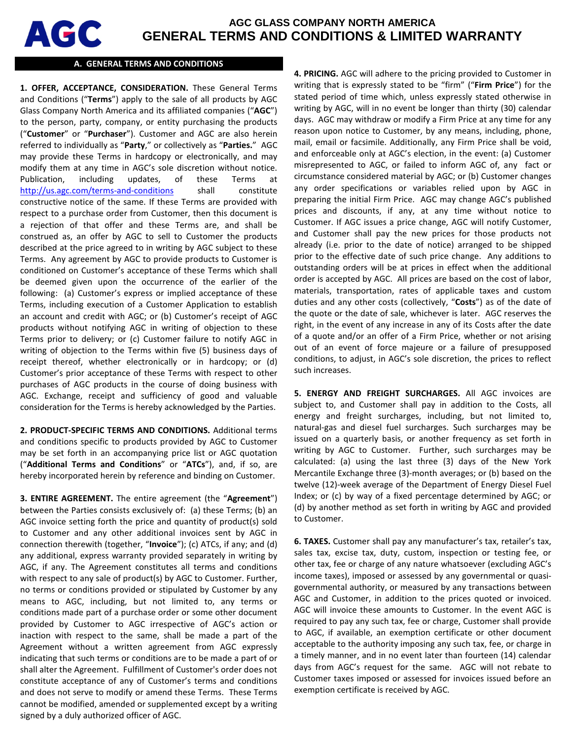# AGC GLASS COMPANY NORTH AMERICA

# GENERAL TERMS AND CONDITIONS & LIMITED WARRANTY

## A. GENERAL TERMS AND CONDITIONS

**1. OFFER, ACCEPTANCE, CONSIDERATION.** These General Terms and Conditions ("**Terms**") apply to the sale of all products by AGC Glass Company North America and its affiliated companies ("**AGC**") to the person, party, company, or entity purchasing the products ("**Customer**" or "**Purchaser**"). Customer and AGC are also herein referred to individually as "**Party**," or collectively as "**Parties.**" AGC may provide these Terms in hardcopy or electronically, and may modify them at any time in AGC's sole discretion without notice. Publication, including updates, of these Terms at http://us.agc.com/terms-and-conditions shall constitute constructive notice of the same. If these Terms are provided with respect to a purchase order from Customer, then this document is a rejection of that offer and these Terms are, and shall be construed as, an offer by AGC to sell to Customer the products described at the price agreed to in writing by AGC subject to these Terms. Any agreement by AGC to provide products to Customer is conditioned on Customer's acceptance of these Terms which shall be deemed given upon the occurrence of the earlier of the following: (a) Customer's express or implied acceptance of these Terms, including execution of a Customer Application to establish an account and credit with AGC; or (b) Customer's receipt of AGC products without notifying AGC in writing of objection to these Terms prior to delivery; or (c) Customer failure to notify AGC in writing of objection to the Terms within five (5) business days of receipt thereof, whether electronically or in hardcopy; or (d) Customer's prior acceptance of these Terms with respect to other purchases of AGC products in the course of doing business with AGC. Exchange, receipt and sufficiency of good and valuable consideration for the Terms is hereby acknowledged by the Parties.

**2. PRODUCT-SPECIFIC TERMS AND CONDITIONS.** Additional terms and conditions specific to products provided by AGC to Customer may be set forth in an accompanying price list or AGC quotation ("**Additional Terms and Conditions**" or "**ATCs**"), and, if so, are hereby incorporated herein by reference and binding on Customer.

**3. ENTIRE AGREEMENT.** The entire agreement (the "**Agreement**") between the Parties consists exclusively of: (a) these Terms; (b) an AGC invoice setting forth the price and quantity of product(s) sold to Customer and any other additional invoices sent by AGC in connection therewith (together, "**Invoice**"); (c) ATCs, if any; and (d) any additional, express warranty provided separately in writing by AGC, if any. The Agreement constitutes all terms and conditions with respect to any sale of product(s) by AGC to Customer. Further, no terms or conditions provided or stipulated by Customer by any means to AGC, including, but not limited to, any terms or conditions made part of a purchase order or some other document provided by Customer to AGC irrespective of AGC's action or inaction with respect to the same, shall be made a part of the Agreement without a written agreement from AGC expressly indicating that such terms or conditions are to be made a part of or shall alter the Agreement. Fulfillment of Customer's order does not constitute acceptance of any of Customer's terms and conditions and does not serve to modify or amend these Terms. These Terms cannot be modified, amended or supplemented except by a writing signed by a duly authorized officer of AGC.

**4. PRICING.** AGC will adhere to the pricing provided to Customer in writing that is expressly stated to be "firm" ("**Firm Price**") for the stated period of time which, unless expressly stated otherwise in writing by AGC, will in no event be longer than thirty (30) calendar days. AGC may withdraw or modify a Firm Price at any time for any reason upon notice to Customer, by any means, including, phone, mail, email or facsimile. Additionally, any Firm Price shall be void, and enforceable only at AGC's election, in the event: (a) Customer misrepresented to AGC, or failed to inform AGC of, any fact or circumstance considered material by AGC; or (b) Customer changes any order specifications or variables relied upon by AGC in preparing the initial Firm Price. AGC may change AGC's published prices and discounts, if any, at any time without notice to Customer. If AGC issues a price change, AGC will notify Customer, and Customer shall pay the new prices for those products not already (i.e. prior to the date of notice) arranged to be shipped prior to the effective date of such price change. Any additions to outstanding orders will be at prices in effect when the additional order is accepted by AGC. All prices are based on the cost of labor, materials, transportation, rates of applicable taxes and custom duties and any other costs (collectively, "**Costs**") as of the date of the quote or the date of sale, whichever is later. AGC reserves the right, in the event of any increase in any of its Costs after the date of a quote and/or an offer of a Firm Price, whether or not arising out of an event of force majeure or a failure of presupposed conditions, to adjust, in AGC's sole discretion, the prices to reflect such increases.

**5. ENERGY AND FREIGHT SURCHARGES.** All AGC invoices are subject to, and Customer shall pay in addition to the Costs, all energy and freight surcharges, including, but not limited to, natural-gas and diesel fuel surcharges. Such surcharges may be issued on a quarterly basis, or another frequency as set forth in writing by AGC to Customer. Further, such surcharges may be calculated: (a) using the last three (3) days of the New York Mercantile Exchange three (3)-month averages; or (b) based on the twelve (12)-week average of the Department of Energy Diesel Fuel Index; or (c) by way of a fixed percentage determined by AGC; or (d) by another method as set forth in writing by AGC and provided to Customer.

**6. TAXES.** Customer shall pay any manufacturer's tax, retailer's tax, sales tax, excise tax, duty, custom, inspection or testing fee, or other tax, fee or charge of any nature whatsoever (excluding AGC's income taxes), imposed or assessed by any governmental or quasi-governmental authority, or measured by any transactions between AGC and Customer, in addition to the prices quoted or invoiced. AGC will invoice these amounts to Customer. In the event AGC is required to pay any such tax, fee or charge, Customer shall provide to AGC, if available, an exemption certificate or other document acceptable to the authority imposing any such tax, fee, or charge in a timely manner, and in no event later than fourteen (14) calendar days from AGC's request for the same. AGC will not rebate to Customer taxes imposed or assessed for invoices issued before an exemption certificate is received by AGC.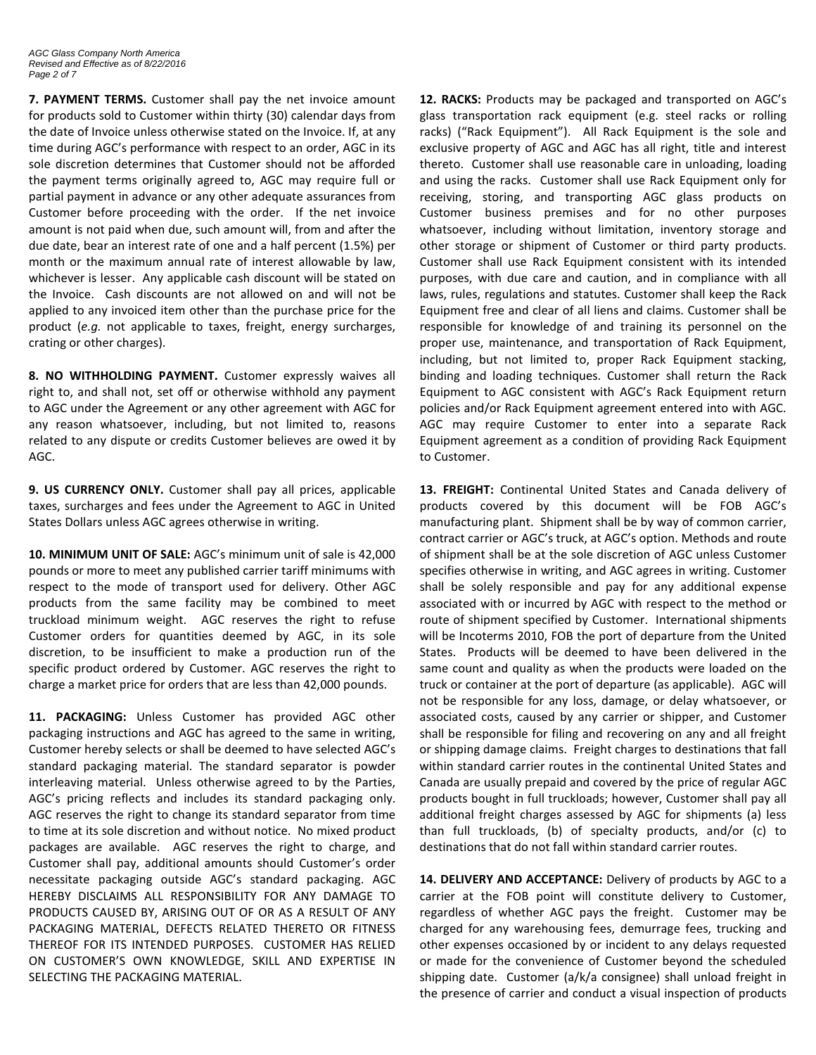**7. PAYMENT TERMS.** Customer shall pay the net invoice amount for products sold to Customer within thirty (30) calendar days from the date of Invoice unless otherwise stated on the Invoice. If, at any time during AGC's performance with respect to an order, AGC in its sole discretion determines that Customer should not be afforded the payment terms originally agreed to, AGC may require full or partial payment in advance or any other adequate assurances from Customer before proceeding with the order. If the net invoice amount is not paid when due, such amount will, from and after the due date, bear an interest rate of one and a half percent (1.5%) per month or the maximum annual rate of interest allowable by law, whichever is lesser. Any applicable cash discount will be stated on the Invoice. Cash discounts are not allowed on and will not be applied to any invoiced item other than the purchase price for the product (*e.g.* not applicable to taxes, freight, energy surcharges, crating or other charges).

**8. NO WITHHOLDING PAYMENT.** Customer expressly waives all right to, and shall not, set off or otherwise withhold any payment to AGC under the Agreement or any other agreement with AGC for any reason whatsoever, including, but not limited to, reasons related to any dispute or credits Customer believes are owed it by AGC.

**9. US CURRENCY ONLY.** Customer shall pay all prices, applicable taxes, surcharges and fees under the Agreement to AGC in United States Dollars unless AGC agrees otherwise in writing.

**10. MINIMUM UNIT OF SALE:** AGC's minimum unit of sale is 42,000 pounds or more to meet any published carrier tariff minimums with respect to the mode of transport used for delivery. Other AGC products from the same facility may be combined to meet truckload minimum weight. AGC reserves the right to refuse Customer orders for quantities deemed by AGC, in its sole discretion, to be insufficient to make a production run of the specific product ordered by Customer. AGC reserves the right to charge a market price for orders that are less than 42,000 pounds.

**11. PACKAGING:** Unless Customer has provided AGC other packaging instructions and AGC has agreed to the same in writing, Customer hereby selects or shall be deemed to have selected AGC's standard packaging material. The standard separator is powder interleaving material. Unless otherwise agreed to by the Parties, AGC's pricing reflects and includes its standard packaging only. AGC reserves the right to change its standard separator from time to time at its sole discretion and without notice. No mixed product packages are available. AGC reserves the right to charge, and Customer shall pay, additional amounts should Customer's order necessitate packaging outside AGC's standard packaging. AGC HEREBY DISCLAIMS ALL RESPONSIBILITY FOR ANY DAMAGE TO PRODUCTS CAUSED BY, ARISING OUT OF OR AS A RESULT OF ANY PACKAGING MATERIAL, DEFECTS RELATED THERETO OR FITNESS THEREOF FOR ITS INTENDED PURPOSES. CUSTOMER HAS RELIED ON CUSTOMER'S OWN KNOWLEDGE, SKILL AND EXPERTISE IN SELECTING THE PACKAGING MATERIAL.

**12. RACKS:** Products may be packaged and transported on AGC's glass transportation rack equipment (e.g. steel racks or rolling racks) ("Rack Equipment"). All Rack Equipment is the sole and exclusive property of AGC and AGC has all right, title and interest thereto. Customer shall use reasonable care in unloading, loading and using the racks. Customer shall use Rack Equipment only for receiving, storing, and transporting AGC glass products on Customer business premises and for no other purposes whatsoever, including without limitation, inventory storage and other storage or shipment of Customer or third party products. Customer shall use Rack Equipment consistent with its intended purposes, with due care and caution, and in compliance with all laws, rules, regulations and statutes. Customer shall keep the Rack Equipment free and clear of all liens and claims. Customer shall be responsible for knowledge of and training its personnel on the proper use, maintenance, and transportation of Rack Equipment, including, but not limited to, proper Rack Equipment stacking, binding and loading techniques. Customer shall return the Rack Equipment to AGC consistent with AGC's Rack Equipment return policies and/or Rack Equipment agreement entered into with AGC. AGC may require Customer to enter into a separate Rack Equipment agreement as a condition of providing Rack Equipment to Customer.

**13. FREIGHT:** Continental United States and Canada delivery of products covered by this document will be FOB AGC's manufacturing plant. Shipment shall be by way of common carrier, contract carrier or AGC's truck, at AGC's option. Methods and route of shipment shall be at the sole discretion of AGC unless Customer specifies otherwise in writing, and AGC agrees in writing. Customer shall be solely responsible and pay for any additional expense associated with or incurred by AGC with respect to the method or route of shipment specified by Customer. International shipments will be Incoterms 2010, FOB the port of departure from the United States. Products will be deemed to have been delivered in the same count and quality as when the products were loaded on the truck or container at the port of departure (as applicable). AGC will not be responsible for any loss, damage, or delay whatsoever, or associated costs, caused by any carrier or shipper, and Customer shall be responsible for filing and recovering on any and all freight or shipping damage claims. Freight charges to destinations that fall within standard carrier routes in the continental United States and Canada are usually prepaid and covered by the price of regular AGC products bought in full truckloads; however, Customer shall pay all additional freight charges assessed by AGC for shipments (a) less than full truckloads, (b) of specialty products, and/or (c) to destinations that do not fall within standard carrier routes.

**14. DELIVERY AND ACCEPTANCE:** Delivery of products by AGC to a carrier at the FOB point will constitute delivery to Customer, regardless of whether AGC pays the freight. Customer may be charged for any warehousing fees, demurrage fees, trucking and other expenses occasioned by or incident to any delays requested or made for the convenience of Customer beyond the scheduled shipping date. Customer (a/k/a consignee) shall unload freight in the presence of carrier and conduct a visual inspection of products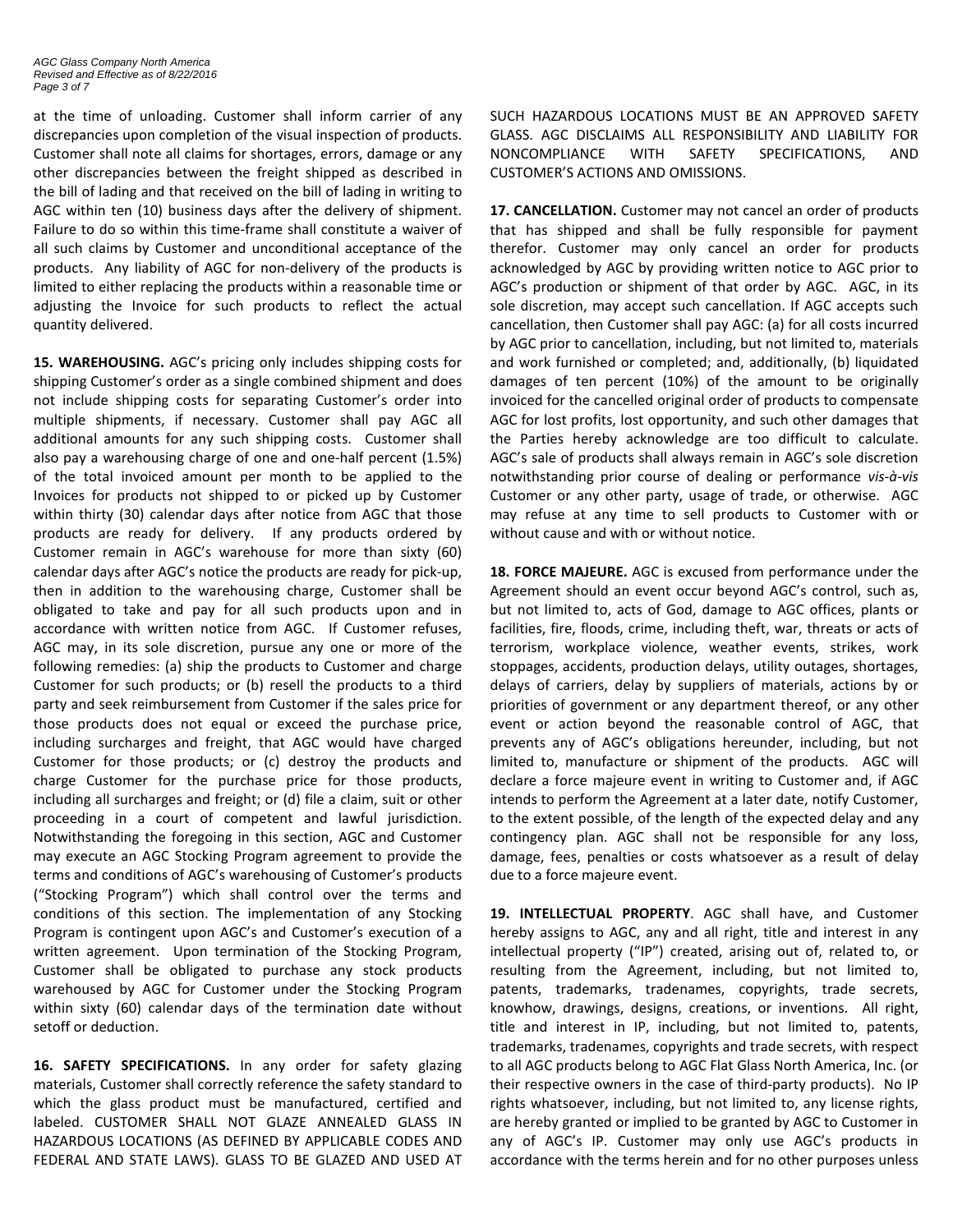at the time of unloading. Customer shall inform carrier of any discrepancies upon completion of the visual inspection of products. Customer shall note all claims for shortages, errors, damage or any other discrepancies between the freight shipped as described in the bill of lading and that received on the bill of lading in writing to AGC within ten (10) business days after the delivery of shipment. Failure to do so within this time-frame shall constitute a waiver of all such claims by Customer and unconditional acceptance of the products. Any liability of AGC for non-delivery of the products is limited to either replacing the products within a reasonable time or adjusting the Invoice for such products to reflect the actual quantity delivered.

**15. WAREHOUSING.** AGC's pricing only includes shipping costs for shipping Customer's order as a single combined shipment and does not include shipping costs for separating Customer's order into multiple shipments, if necessary. Customer shall pay AGC all additional amounts for any such shipping costs. Customer shall also pay a warehousing charge of one and one-half percent (1.5%) of the total invoiced amount per month to be applied to the Invoices for products not shipped to or picked up by Customer within thirty (30) calendar days after notice from AGC that those products are ready for delivery. If any products ordered by Customer remain in AGC's warehouse for more than sixty (60) calendar days after AGC's notice the products are ready for pick-up, then in addition to the warehousing charge, Customer shall be obligated to take and pay for all such products upon and in accordance with written notice from AGC. If Customer refuses, AGC may, in its sole discretion, pursue any one or more of the following remedies: (a) ship the products to Customer and charge Customer for such products; or (b) resell the products to a third party and seek reimbursement from Customer if the sales price for those products does not equal or exceed the purchase price, including surcharges and freight, that AGC would have charged Customer for those products; or (c) destroy the products and charge Customer for the purchase price for those products, including all surcharges and freight; or (d) file a claim, suit or other proceeding in a court of competent and lawful jurisdiction. Notwithstanding the foregoing in this section, AGC and Customer may execute an AGC Stocking Program agreement to provide the terms and conditions of AGC's warehousing of Customer's products ("Stocking Program") which shall control over the terms and conditions of this section. The implementation of any Stocking Program is contingent upon AGC's and Customer's execution of a written agreement. Upon termination of the Stocking Program, Customer shall be obligated to purchase any stock products warehoused by AGC for Customer under the Stocking Program within sixty (60) calendar days of the termination date without setoff or deduction.

**16. SAFETY SPECIFICATIONS.** In any order for safety glazing materials, Customer shall correctly reference the safety standard to which the glass product must be manufactured, certified and labeled. CUSTOMER SHALL NOT GLAZE ANNEALED GLASS IN HAZARDOUS LOCATIONS (AS DEFINED BY APPLICABLE CODES AND FEDERAL AND STATE LAWS). GLASS TO BE GLAZED AND USED AT SUCH HAZARDOUS LOCATIONS MUST BE AN APPROVED SAFETY GLASS. AGC DISCLAIMS ALL RESPONSIBILITY AND LIABILITY FOR NONCOMPLIANCE WITH SAFETY SPECIFICATIONS, AND CUSTOMER'S ACTIONS AND OMISSIONS.

**17. CANCELLATION.** Customer may not cancel an order of products that has shipped and shall be fully responsible for payment therefor. Customer may only cancel an order for products acknowledged by AGC by providing written notice to AGC prior to AGC's production or shipment of that order by AGC. AGC, in its sole discretion, may accept such cancellation. If AGC accepts such cancellation, then Customer shall pay AGC: (a) for all costs incurred by AGC prior to cancellation, including, but not limited to, materials and work furnished or completed; and, additionally, (b) liquidated damages of ten percent (10%) of the amount to be originally invoiced for the cancelled original order of products to compensate AGC for lost profits, lost opportunity, and such other damages that the Parties hereby acknowledge are too difficult to calculate. AGC's sale of products shall always remain in AGC's sole discretion notwithstanding prior course of dealing or performance *vis-à-vis* Customer or any other party, usage of trade, or otherwise. AGC may refuse at any time to sell products to Customer with or without cause and with or without notice.

**18. FORCE MAJEURE.** AGC is excused from performance under the Agreement should an event occur beyond AGC's control, such as, but not limited to, acts of God, damage to AGC offices, plants or facilities, fire, floods, crime, including theft, war, threats or acts of terrorism, workplace violence, weather events, strikes, work stoppages, accidents, production delays, utility outages, shortages, delays of carriers, delay by suppliers of materials, actions by or priorities of government or any department thereof, or any other event or action beyond the reasonable control of AGC, that prevents any of AGC's obligations hereunder, including, but not limited to, manufacture or shipment of the products. AGC will declare a force majeure event in writing to Customer and, if AGC intends to perform the Agreement at a later date, notify Customer, to the extent possible, of the length of the expected delay and any contingency plan. AGC shall not be responsible for any loss, damage, fees, penalties or costs whatsoever as a result of delay due to a force majeure event.

**19. INTELLECTUAL PROPERTY**. AGC shall have, and Customer hereby assigns to AGC, any and all right, title and interest in any intellectual property ("IP") created, arising out of, related to, or resulting from the Agreement, including, but not limited to, patents, trademarks, tradenames, copyrights, trade secrets, knowhow, drawings, designs, creations, or inventions. All right, title and interest in IP, including, but not limited to, patents, trademarks, tradenames, copyrights and trade secrets, with respect to all AGC products belong to AGC Flat Glass North America, Inc. (or their respective owners in the case of third-party products). No IP rights whatsoever, including, but not limited to, any license rights, are hereby granted or implied to be granted by AGC to Customer in any of AGC's IP. Customer may only use AGC's products in accordance with the terms herein and for no other purposes unless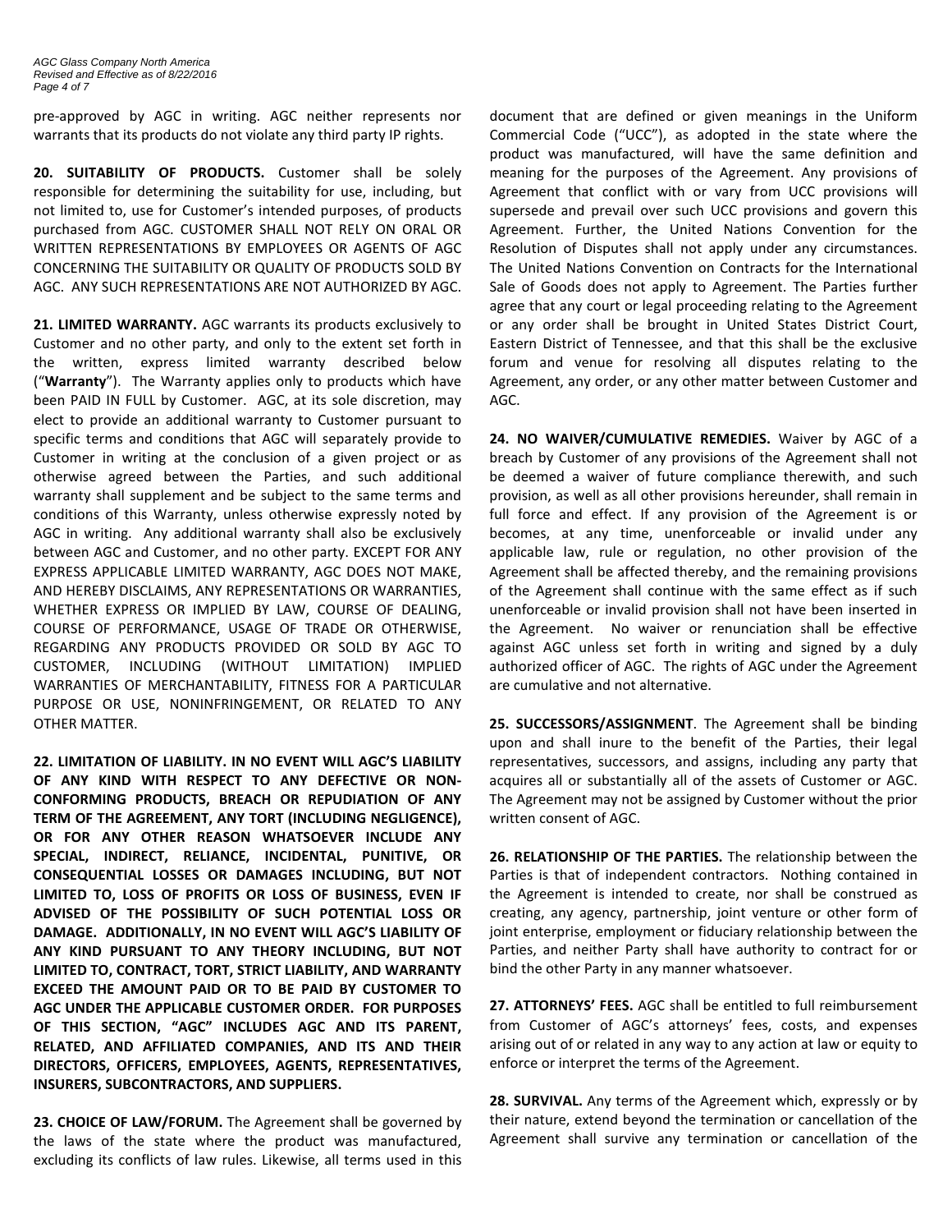pre-approved by AGC in writing. AGC neither represents nor warrants that its products do not violate any third party IP rights.

**20. SUITABILITY OF PRODUCTS.** Customer shall be solely responsible for determining the suitability for use, including, but not limited to, use for Customer's intended purposes, of products purchased from AGC. CUSTOMER SHALL NOT RELY ON ORAL OR WRITTEN REPRESENTATIONS BY EMPLOYEES OR AGENTS OF AGC CONCERNING THE SUITABILITY OR QUALITY OF PRODUCTS SOLD BY AGC. ANY SUCH REPRESENTATIONS ARE NOT AUTHORIZED BY AGC.

**21. LIMITED WARRANTY.** AGC warrants its products exclusively to Customer and no other party, and only to the extent set forth in the written, express limited warranty described below ("**Warranty**"). The Warranty applies only to products which have been PAID IN FULL by Customer. AGC, at its sole discretion, may elect to provide an additional warranty to Customer pursuant to specific terms and conditions that AGC will separately provide to Customer in writing at the conclusion of a given project or as otherwise agreed between the Parties, and such additional warranty shall supplement and be subject to the same terms and conditions of this Warranty, unless otherwise expressly noted by AGC in writing. Any additional warranty shall also be exclusively between AGC and Customer, and no other party. EXCEPT FOR ANY EXPRESS APPLICABLE LIMITED WARRANTY, AGC DOES NOT MAKE, AND HEREBY DISCLAIMS, ANY REPRESENTATIONS OR WARRANTIES, WHETHER EXPRESS OR IMPLIED BY LAW, COURSE OF DEALING, COURSE OF PERFORMANCE, USAGE OF TRADE OR OTHERWISE, REGARDING ANY PRODUCTS PROVIDED OR SOLD BY AGC TO CUSTOMER, INCLUDING (WITHOUT LIMITATION) IMPLIED WARRANTIES OF MERCHANTABILITY, FITNESS FOR A PARTICULAR PURPOSE OR USE, NONINFRINGEMENT, OR RELATED TO ANY OTHER MATTER.

**22. LIMITATION OF LIABILITY. IN NO EVENT WILL AGC'S LIABILITY OF ANY KIND WITH RESPECT TO ANY DEFECTIVE OR NON-CONFORMING PRODUCTS, BREACH OR REPUDIATION OF ANY TERM OF THE AGREEMENT, ANY TORT (INCLUDING NEGLIGENCE), OR FOR ANY OTHER REASON WHATSOEVER INCLUDE ANY SPECIAL, INDIRECT, RELIANCE, INCIDENTAL, PUNITIVE, OR CONSEQUENTIAL LOSSES OR DAMAGES INCLUDING, BUT NOT LIMITED TO, LOSS OF PROFITS OR LOSS OF BUSINESS, EVEN IF ADVISED OF THE POSSIBILITY OF SUCH POTENTIAL LOSS OR DAMAGE. ADDITIONALLY, IN NO EVENT WILL AGC'S LIABILITY OF ANY KIND PURSUANT TO ANY THEORY INCLUDING, BUT NOT LIMITED TO, CONTRACT, TORT, STRICT LIABILITY, AND WARRANTY EXCEED THE AMOUNT PAID OR TO BE PAID BY CUSTOMER TO AGC UNDER THE APPLICABLE CUSTOMER ORDER. FOR PURPOSES OF THIS SECTION, "AGC" INCLUDES AGC AND ITS PARENT, RELATED, AND AFFILIATED COMPANIES, AND ITS AND THEIR DIRECTORS, OFFICERS, EMPLOYEES, AGENTS, REPRESENTATIVES, INSURERS, SUBCONTRACTORS, AND SUPPLIERS.**

**23. CHOICE OF LAW/FORUM.** The Agreement shall be governed by the laws of the state where the product was manufactured, excluding its conflicts of law rules. Likewise, all terms used in this document that are defined or given meanings in the Uniform Commercial Code ("UCC"), as adopted in the state where the product was manufactured, will have the same definition and meaning for the purposes of the Agreement. Any provisions of Agreement that conflict with or vary from UCC provisions will supersede and prevail over such UCC provisions and govern this Agreement. Further, the United Nations Convention for the Resolution of Disputes shall not apply under any circumstances. The United Nations Convention on Contracts for the International Sale of Goods does not apply to Agreement. The Parties further agree that any court or legal proceeding relating to the Agreement or any order shall be brought in United States District Court, Eastern District of Tennessee, and that this shall be the exclusive forum and venue for resolving all disputes relating to the Agreement, any order, or any other matter between Customer and AGC.

**24. NO WAIVER/CUMULATIVE REMEDIES.** Waiver by AGC of a breach by Customer of any provisions of the Agreement shall not be deemed a waiver of future compliance therewith, and such provision, as well as all other provisions hereunder, shall remain in full force and effect. If any provision of the Agreement is or becomes, at any time, unenforceable or invalid under any applicable law, rule or regulation, no other provision of the Agreement shall be affected thereby, and the remaining provisions of the Agreement shall continue with the same effect as if such unenforceable or invalid provision shall not have been inserted in the Agreement. No waiver or renunciation shall be effective against AGC unless set forth in writing and signed by a duly authorized officer of AGC. The rights of AGC under the Agreement are cumulative and not alternative.

**25. SUCCESSORS/ASSIGNMENT**. The Agreement shall be binding upon and shall inure to the benefit of the Parties, their legal representatives, successors, and assigns, including any party that acquires all or substantially all of the assets of Customer or AGC. The Agreement may not be assigned by Customer without the prior written consent of AGC.

**26. RELATIONSHIP OF THE PARTIES.** The relationship between the Parties is that of independent contractors. Nothing contained in the Agreement is intended to create, nor shall be construed as creating, any agency, partnership, joint venture or other form of joint enterprise, employment or fiduciary relationship between the Parties, and neither Party shall have authority to contract for or bind the other Party in any manner whatsoever.

**27. ATTORNEYS' FEES.** AGC shall be entitled to full reimbursement from Customer of AGC's attorneys' fees, costs, and expenses arising out of or related in any way to any action at law or equity to enforce or interpret the terms of the Agreement.

**28. SURVIVAL.** Any terms of the Agreement which, expressly or by their nature, extend beyond the termination or cancellation of the Agreement shall survive any termination or cancellation of the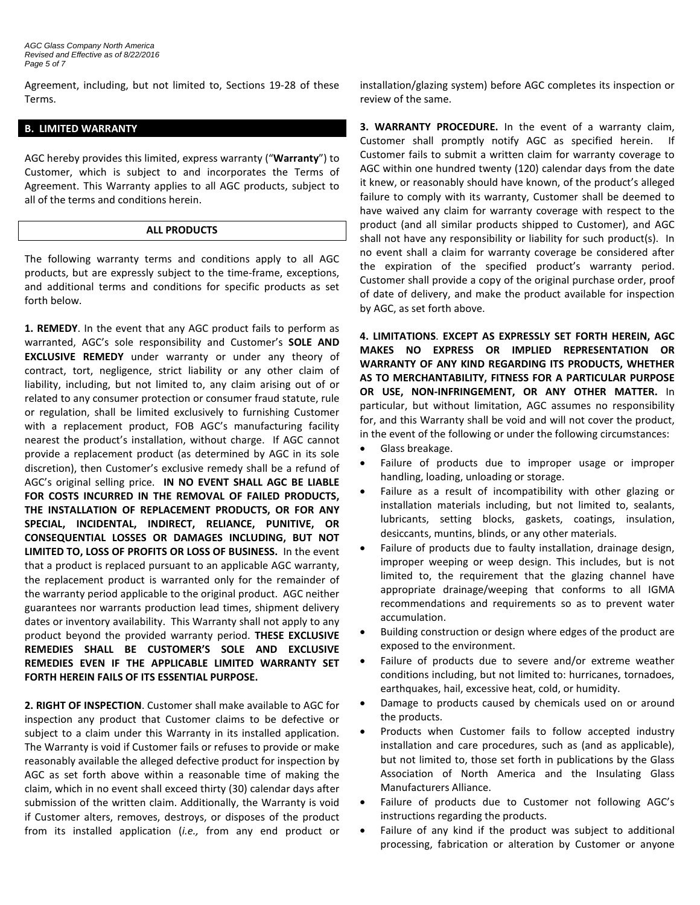Agreement, including, but not limited to, Sections 19-28 of these Terms.

## B. LIMITED WARRANTY

AGC hereby provides this limited, express warranty ("**Warranty**") to Customer, which is subject to and incorporates the Terms of Agreement. This Warranty applies to all AGC products, subject to all of the terms and conditions herein.

### ALL PRODUCTS

The following warranty terms and conditions apply to all AGC products, but are expressly subject to the time-frame, exceptions, and additional terms and conditions for specific products as set forth below.

**1. REMEDY**. In the event that any AGC product fails to perform as warranted, AGC's sole responsibility and Customer's **SOLE AND EXCLUSIVE REMEDY** under warranty or under any theory of contract, tort, negligence, strict liability or any other claim of liability, including, but not limited to, any claim arising out of or related to any consumer protection or consumer fraud statute, rule or regulation, shall be limited exclusively to furnishing Customer with a replacement product, FOB AGC's manufacturing facility nearest the product's installation, without charge. If AGC cannot provide a replacement product (as determined by AGC in its sole discretion), then Customer's exclusive remedy shall be a refund of AGC's original selling price. **IN NO EVENT SHALL AGC BE LIABLE FOR COSTS INCURRED IN THE REMOVAL OF FAILED PRODUCTS, THE INSTALLATION OF REPLACEMENT PRODUCTS, OR FOR ANY SPECIAL, INCIDENTAL, INDIRECT, RELIANCE, PUNITIVE, OR CONSEQUENTIAL LOSSES OR DAMAGES INCLUDING, BUT NOT LIMITED TO, LOSS OF PROFITS OR LOSS OF BUSINESS.** In the event that a product is replaced pursuant to an applicable AGC warranty, the replacement product is warranted only for the remainder of the warranty period applicable to the original product. AGC neither guarantees nor warrants production lead times, shipment delivery dates or inventory availability. This Warranty shall not apply to any product beyond the provided warranty period. **THESE EXCLUSIVE REMEDIES SHALL BE CUSTOMER'S SOLE AND EXCLUSIVE REMEDIES EVEN IF THE APPLICABLE LIMITED WARRANTY SET FORTH HEREIN FAILS OF ITS ESSENTIAL PURPOSE.**

**2. RIGHT OF INSPECTION**. Customer shall make available to AGC for inspection any product that Customer claims to be defective or subject to a claim under this Warranty in its installed application. The Warranty is void if Customer fails or refuses to provide or make reasonably available the alleged defective product for inspection by AGC as set forth above within a reasonable time of making the claim, which in no event shall exceed thirty (30) calendar days after submission of the written claim. Additionally, the Warranty is void if Customer alters, removes, destroys, or disposes of the product from its installed application (*i.e.,* from any end product or installation/glazing system) before AGC completes its inspection or review of the same.

**3. WARRANTY PROCEDURE.** In the event of a warranty claim, Customer shall promptly notify AGC as specified herein. If Customer fails to submit a written claim for warranty coverage to AGC within one hundred twenty (120) calendar days from the date it knew, or reasonably should have known, of the product's alleged failure to comply with its warranty, Customer shall be deemed to have waived any claim for warranty coverage with respect to the product (and all similar products shipped to Customer), and AGC shall not have any responsibility or liability for such product(s). In no event shall a claim for warranty coverage be considered after the expiration of the specified product's warranty period. Customer shall provide a copy of the original purchase order, proof of date of delivery, and make the product available for inspection by AGC, as set forth above.

**4. LIMITATIONS**. **EXCEPT AS EXPRESSLY SET FORTH HEREIN, AGC MAKES NO EXPRESS OR IMPLIED REPRESENTATION OR WARRANTY OF ANY KIND REGARDING ITS PRODUCTS, WHETHER AS TO MERCHANTABILITY, FITNESS FOR A PARTICULAR PURPOSE OR USE, NON-INFRINGEMENT, OR ANY OTHER MATTER.** In particular, but without limitation, AGC assumes no responsibility for, and this Warranty shall be void and will not cover the product, in the event of the following or under the following circumstances:

- Glass breakage.
- Failure of products due to improper usage or improper handling, loading, unloading or storage.
- Failure as a result of incompatibility with other glazing or installation materials including, but not limited to, sealants, lubricants, setting blocks, gaskets, coatings, insulation, desiccants, muntins, blinds, or any other materials.
- Failure of products due to faulty installation, drainage design, improper weeping or weep design. This includes, but is not limited to, the requirement that the glazing channel have appropriate drainage/weeping that conforms to all IGMA recommendations and requirements so as to prevent water accumulation.
- Building construction or design where edges of the product are exposed to the environment.
- Failure of products due to severe and/or extreme weather conditions including, but not limited to: hurricanes, tornadoes, earthquakes, hail, excessive heat, cold, or humidity.
- Damage to products caused by chemicals used on or around the products.
- Products when Customer fails to follow accepted industry installation and care procedures, such as (and as applicable), but not limited to, those set forth in publications by the Glass Association of North America and the Insulating Glass Manufacturers Alliance.
- Failure of products due to Customer not following AGC's instructions regarding the products.
- Failure of any kind if the product was subject to additional processing, fabrication or alteration by Customer or anyone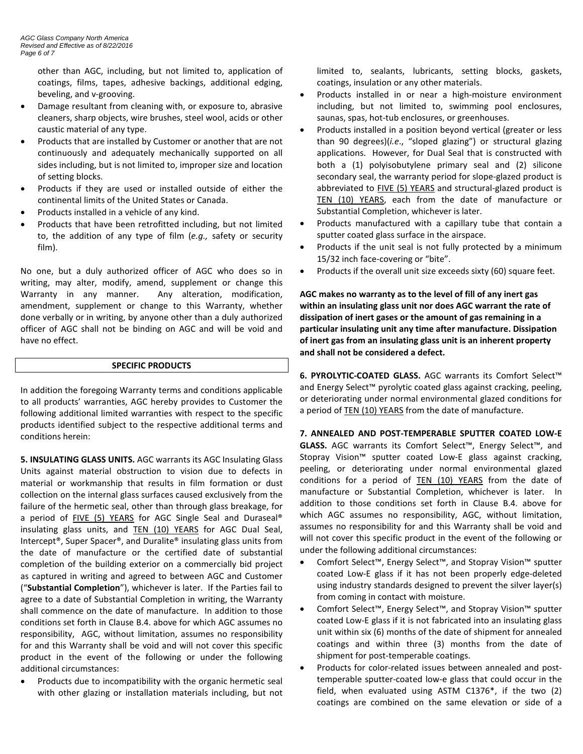other than AGC, including, but not limited to, application of coatings, films, tapes, adhesive backings, additional edging, beveling, and v-grooving.

- Damage resultant from cleaning with, or exposure to, abrasive cleaners, sharp objects, wire brushes, steel wool, acids or other caustic material of any type.
- Products that are installed by Customer or another that are not continuously and adequately mechanically supported on all sides including, but is not limited to, improper size and location of setting blocks.
- Products if they are used or installed outside of either the continental limits of the United States or Canada.
- Products installed in a vehicle of any kind.
- Products that have been retrofitted including, but not limited to, the addition of any type of film (*e.g.,* safety or security film).

No one, but a duly authorized officer of AGC who does so in writing, may alter, modify, amend, supplement or change this Warranty in any manner. Any alteration, modification, amendment, supplement or change to this Warranty, whether done verbally or in writing, by anyone other than a duly authorized officer of AGC shall not be binding on AGC and will be void and have no effect.

## SPECIFIC PRODUCTS

In addition the foregoing Warranty terms and conditions applicable to all products' warranties, AGC hereby provides to Customer the following additional limited warranties with respect to the specific products identified subject to the respective additional terms and conditions herein:

**5. INSULATING GLASS UNITS.** AGC warrants its AGC Insulating Glass Units against material obstruction to vision due to defects in material or workmanship that results in film formation or dust collection on the internal glass surfaces caused exclusively from the failure of the hermetic seal, other than through glass breakage, for a period of FIVE (5) YEARS for AGC Single Seal and Duraseal® insulating glass units, and TEN (10) YEARS for AGC Dual Seal, Intercept®, Super Spacer®, and Duralite® insulating glass units from the date of manufacture or the certified date of substantial completion of the building exterior on a commercially bid project as captured in writing and agreed to between AGC and Customer ("**Substantial Completion**"), whichever is later. If the Parties fail to agree to a date of Substantial Completion in writing, the Warranty shall commence on the date of manufacture. In addition to those conditions set forth in Clause B.4. above for which AGC assumes no responsibility, AGC, without limitation, assumes no responsibility for and this Warranty shall be void and will not cover this specific product in the event of the following or under the following additional circumstances:

- Products due to incompatibility with the organic hermetic seal with other glazing or installation materials including, but not limited to, sealants, lubricants, setting blocks, gaskets, coatings, insulation or any other materials.
- Products installed in or near a high-moisture environment including, but not limited to, swimming pool enclosures, saunas, spas, hot-tub enclosures, or greenhouses.
- Products installed in a position beyond vertical (greater or less than 90 degrees)(*i.e*., "sloped glazing") or structural glazing applications. However, for Dual Seal that is constructed with both a (1) polyisobutylene primary seal and (2) silicone secondary seal, the warranty period for slope-glazed product is abbreviated to FIVE (5) YEARS and structural-glazed product is TEN (10) YEARS, each from the date of manufacture or Substantial Completion, whichever is later.
- Products manufactured with a capillary tube that contain a sputter coated glass surface in the airspace.
- Products if the unit seal is not fully protected by a minimum 15/32 inch face-covering or "bite".
- Products if the overall unit size exceeds sixty (60) square feet.

**AGC makes no warranty as to the level of fill of any inert gas within an insulating glass unit nor does AGC warrant the rate of dissipation of inert gases or the amount of gas remaining in a particular insulating unit any time after manufacture. Dissipation of inert gas from an insulating glass unit is an inherent property and shall not be considered a defect.**

**6. PYROLYTIC-COATED GLASS.** AGC warrants its Comfort Select™ and Energy Select™ pyrolytic coated glass against cracking, peeling, or deteriorating under normal environmental glazed conditions for a period of TEN (10) YEARS from the date of manufacture.

**7. ANNEALED AND POST-TEMPERABLE SPUTTER COATED LOW-E GLASS.** AGC warrants its Comfort Select™, Energy Select™, and Stopray Vision™ sputter coated Low-E glass against cracking, peeling, or deteriorating under normal environmental glazed conditions for a period of TEN (10) YEARS from the date of manufacture or Substantial Completion, whichever is later. In addition to those conditions set forth in Clause B.4. above for which AGC assumes no responsibility, AGC, without limitation, assumes no responsibility for and this Warranty shall be void and will not cover this specific product in the event of the following or under the following additional circumstances:

- Comfort Select™, Energy Select™, and Stopray Vision™ sputter coated Low-E glass if it has not been properly edge-deleted using industry standards designed to prevent the silver layer(s) from coming in contact with moisture.
- Comfort Select™, Energy Select™, and Stopray Vision™ sputter coated Low-E glass if it is not fabricated into an insulating glass unit within six (6) months of the date of shipment for annealed coatings and within three (3) months from the date of shipment for post-temperable coatings.
- Products for color-related issues between annealed and post-temperable sputter-coated low-e glass that could occur in the field, when evaluated using ASTM C1376*, if the two (2) coatings are combined on the same elevation or side of a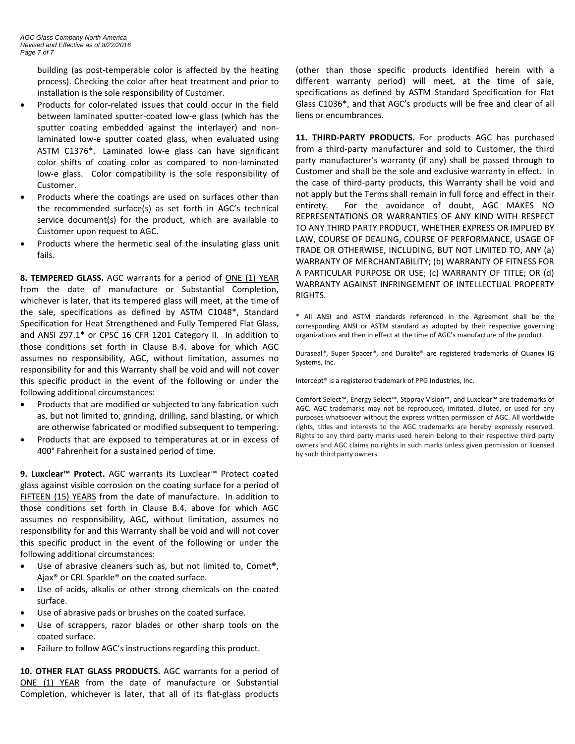building (as post-temperable color is affected by the heating process). Checking the color after heat treatment and prior to installation is the sole responsibility of Customer.

- Products for color-related issues that could occur in the field between laminated sputter-coated low-e glass (which has the sputter coating embedded against the interlayer) and non-laminated low-e sputter coated glass, when evaluated using ASTM C1376*. Laminated low-e glass can have significant color shifts of coating color as compared to non-laminated low-e glass. Color compatibility is the sole responsibility of Customer.
- Products where the coatings are used on surfaces other than the recommended surface(s) as set forth in AGC's technical service document(s) for the product, which are available to Customer upon request to AGC.
- Products where the hermetic seal of the insulating glass unit fails.

**8. TEMPERED GLASS.** AGC warrants for a period of ONE (1) YEAR from the date of manufacture or Substantial Completion, whichever is later, that its tempered glass will meet, at the time of the sale, specifications as defined by ASTM C1048*, Standard Specification for Heat Strengthened and Fully Tempered Flat Glass, and ANSI Z97.1* or CPSC 16 CFR 1201 Category II. In addition to those conditions set forth in Clause B.4. above for which AGC assumes no responsibility, AGC, without limitation, assumes no responsibility for and this Warranty shall be void and will not cover this specific product in the event of the following or under the following additional circumstances:

- Products that are modified or subjected to any fabrication such as, but not limited to, grinding, drilling, sand blasting, or which are otherwise fabricated or modified subsequent to tempering.
- Products that are exposed to temperatures at or in excess of 400° Fahrenheit for a sustained period of time.

**9. Luxclear™ Protect.** AGC warrants its Luxclear™ Protect coated glass against visible corrosion on the coating surface for a period of FIFTEEN (15) YEARS from the date of manufacture. In addition to those conditions set forth in Clause B.4. above for which AGC assumes no responsibility, AGC, without limitation, assumes no responsibility for and this Warranty shall be void and will not cover this specific product in the event of the following or under the following additional circumstances:

- Use of abrasive cleaners such as, but not limited to, Comet®, Ajax® or CRL Sparkle® on the coated surface.
- Use of acids, alkalis or other strong chemicals on the coated surface.
- Use of abrasive pads or brushes on the coated surface.
- Use of scrappers, razor blades or other sharp tools on the coated surface.
- Failure to follow AGC's instructions regarding this product.

**10. OTHER FLAT GLASS PRODUCTS.** AGC warrants for a period of ONE (1) YEAR from the date of manufacture or Substantial Completion, whichever is later, that all of its flat-glass products (other than those specific products identified herein with a different warranty period) will meet, at the time of sale, specifications as defined by ASTM Standard Specification for Flat Glass C1036*, and that AGC's products will be free and clear of all liens or encumbrances.

**11. THIRD-PARTY PRODUCTS.** For products AGC has purchased from a third-party manufacturer and sold to Customer, the third party manufacturer's warranty (if any) shall be passed through to Customer and shall be the sole and exclusive warranty in effect. In the case of third-party products, this Warranty shall be void and not apply but the Terms shall remain in full force and effect in their entirety. For the avoidance of doubt, AGC MAKES NO REPRESENTATIONS OR WARRANTIES OF ANY KIND WITH RESPECT TO ANY THIRD PARTY PRODUCT, WHETHER EXPRESS OR IMPLIED BY LAW, COURSE OF DEALING, COURSE OF PERFORMANCE, USAGE OF TRADE OR OTHERWISE, INCLUDING, BUT NOT LIMITED TO, ANY (a) WARRANTY OF MERCHANTABILITY; (b) WARRANTY OF FITNESS FOR A PARTICULAR PURPOSE OR USE; (c) WARRANTY OF TITLE; OR (d) WARRANTY AGAINST INFRINGEMENT OF INTELLECTUAL PROPERTY RIGHTS.

\* All ANSI and ASTM standards referenced in the Agreement shall be the corresponding ANSI or ASTM standard as adopted by their respective governing organizations and then in effect at the time of AGC's manufacture of the product.

Duraseal®, Super Spacer®, and Duralite® are registered trademarks of Quanex IG Systems, Inc.

Intercept® is a registered trademark of PPG Industries, Inc.

Comfort Select™, Energy Select™, Stopray Vision™, and Luxclear™ are trademarks of AGC. AGC trademarks may not be reproduced, imitated, diluted, or used for any purposes whatsoever without the express written permission of AGC. All worldwide rights, titles and interests to the AGC trademarks are hereby expressly reserved. Rights to any third party marks used herein belong to their respective third party owners and AGC claims no rights in such marks unless given permission or licensed by such third party owners.